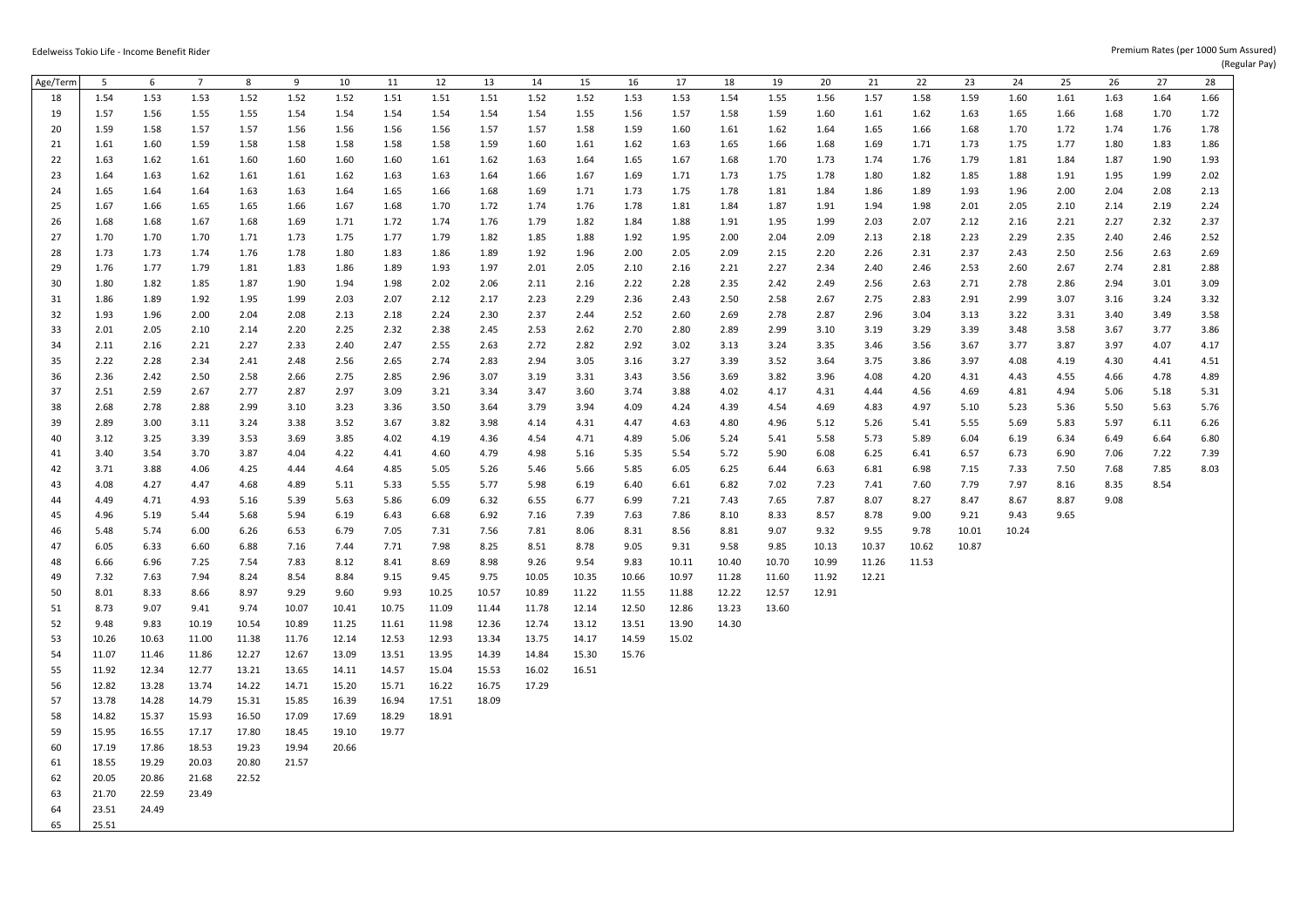Edelweiss Tokio Life - Income Benefit Rider

Premium Rates (per 1000 Sum Assured) (Regular Pay)

| Age/Term | 5 | 6 | 7 | 8 | 9 | 10 | 11 | 12 | 13 | 14 | 15 | 16 | 17 | 18 | 19 | 20 | 21 | 22 | 23 | 24 | 25 | 26 | 27 | 28 |
|---|---|---|---|---|---|---|---|---|---|---|---|---|---|---|---|---|---|---|---|---|---|---|---|---|
| 18 | 1.54 | 1.53 | 1.53 | 1.52 | 1.52 | 1.52 | 1.51 | 1.51 | 1.51 | 1.52 | 1.52 | 1.53 | 1.53 | 1.54 | 1.55 | 1.56 | 1.57 | 1.58 | 1.59 | 1.60 | 1.61 | 1.63 | 1.64 | 1.66 |
| 19 | 1.57 | 1.56 | 1.55 | 1.55 | 1.54 | 1.54 | 1.54 | 1.54 | 1.54 | 1.54 | 1.55 | 1.56 | 1.57 | 1.58 | 1.59 | 1.60 | 1.61 | 1.62 | 1.63 | 1.65 | 1.66 | 1.68 | 1.70 | 1.72 |
| 20 | 1.59 | 1.58 | 1.57 | 1.57 | 1.56 | 1.56 | 1.56 | 1.56 | 1.57 | 1.57 | 1.58 | 1.59 | 1.60 | 1.61 | 1.62 | 1.64 | 1.65 | 1.66 | 1.68 | 1.70 | 1.72 | 1.74 | 1.76 | 1.78 |
| 21 | 1.61 | 1.60 | 1.59 | 1.58 | 1.58 | 1.58 | 1.58 | 1.58 | 1.59 | 1.60 | 1.61 | 1.62 | 1.63 | 1.65 | 1.66 | 1.68 | 1.69 | 1.71 | 1.73 | 1.75 | 1.77 | 1.80 | 1.83 | 1.86 |
| 22 | 1.63 | 1.62 | 1.61 | 1.60 | 1.60 | 1.60 | 1.60 | 1.61 | 1.62 | 1.63 | 1.64 | 1.65 | 1.67 | 1.68 | 1.70 | 1.73 | 1.74 | 1.76 | 1.79 | 1.81 | 1.84 | 1.87 | 1.90 | 1.93 |
| 23 | 1.64 | 1.63 | 1.62 | 1.61 | 1.61 | 1.62 | 1.63 | 1.63 | 1.64 | 1.66 | 1.67 | 1.69 | 1.71 | 1.73 | 1.75 | 1.78 | 1.80 | 1.82 | 1.85 | 1.88 | 1.91 | 1.95 | 1.99 | 2.02 |
| 24 | 1.65 | 1.64 | 1.64 | 1.63 | 1.63 | 1.64 | 1.65 | 1.66 | 1.68 | 1.69 | 1.71 | 1.73 | 1.75 | 1.78 | 1.81 | 1.84 | 1.86 | 1.89 | 1.93 | 1.96 | 2.00 | 2.04 | 2.08 | 2.13 |
| 25 | 1.67 | 1.66 | 1.65 | 1.65 | 1.66 | 1.67 | 1.68 | 1.70 | 1.72 | 1.74 | 1.76 | 1.78 | 1.81 | 1.84 | 1.87 | 1.91 | 1.94 | 1.98 | 2.01 | 2.05 | 2.10 | 2.14 | 2.19 | 2.24 |
| 26 | 1.68 | 1.68 | 1.67 | 1.68 | 1.69 | 1.71 | 1.72 | 1.74 | 1.76 | 1.79 | 1.82 | 1.84 | 1.88 | 1.91 | 1.95 | 1.99 | 2.03 | 2.07 | 2.12 | 2.16 | 2.21 | 2.27 | 2.32 | 2.37 |
| 27 | 1.70 | 1.70 | 1.70 | 1.71 | 1.73 | 1.75 | 1.77 | 1.79 | 1.82 | 1.85 | 1.88 | 1.92 | 1.95 | 2.00 | 2.04 | 2.09 | 2.13 | 2.18 | 2.23 | 2.29 | 2.35 | 2.40 | 2.46 | 2.52 |
| 28 | 1.73 | 1.73 | 1.74 | 1.76 | 1.78 | 1.80 | 1.83 | 1.86 | 1.89 | 1.92 | 1.96 | 2.00 | 2.05 | 2.09 | 2.15 | 2.20 | 2.26 | 2.31 | 2.37 | 2.43 | 2.50 | 2.56 | 2.63 | 2.69 |
| 29 | 1.76 | 1.77 | 1.79 | 1.81 | 1.83 | 1.86 | 1.89 | 1.93 | 1.97 | 2.01 | 2.05 | 2.10 | 2.16 | 2.21 | 2.27 | 2.34 | 2.40 | 2.46 | 2.53 | 2.60 | 2.67 | 2.74 | 2.81 | 2.88 |
| 30 | 1.80 | 1.82 | 1.85 | 1.87 | 1.90 | 1.94 | 1.98 | 2.02 | 2.06 | 2.11 | 2.16 | 2.22 | 2.28 | 2.35 | 2.42 | 2.49 | 2.56 | 2.63 | 2.71 | 2.78 | 2.86 | 2.94 | 3.01 | 3.09 |
| 31 | 1.86 | 1.89 | 1.92 | 1.95 | 1.99 | 2.03 | 2.07 | 2.12 | 2.17 | 2.23 | 2.29 | 2.36 | 2.43 | 2.50 | 2.58 | 2.67 | 2.75 | 2.83 | 2.91 | 2.99 | 3.07 | 3.16 | 3.24 | 3.32 |
| 32 | 1.93 | 1.96 | 2.00 | 2.04 | 2.08 | 2.13 | 2.18 | 2.24 | 2.30 | 2.37 | 2.44 | 2.52 | 2.60 | 2.69 | 2.78 | 2.87 | 2.96 | 3.04 | 3.13 | 3.22 | 3.31 | 3.40 | 3.49 | 3.58 |
| 33 | 2.01 | 2.05 | 2.10 | 2.14 | 2.20 | 2.25 | 2.32 | 2.38 | 2.45 | 2.53 | 2.62 | 2.70 | 2.80 | 2.89 | 2.99 | 3.10 | 3.19 | 3.29 | 3.39 | 3.48 | 3.58 | 3.67 | 3.77 | 3.86 |
| 34 | 2.11 | 2.16 | 2.21 | 2.27 | 2.33 | 2.40 | 2.47 | 2.55 | 2.63 | 2.72 | 2.82 | 2.92 | 3.02 | 3.13 | 3.24 | 3.35 | 3.46 | 3.56 | 3.67 | 3.77 | 3.87 | 3.97 | 4.07 | 4.17 |
| 35 | 2.22 | 2.28 | 2.34 | 2.41 | 2.48 | 2.56 | 2.65 | 2.74 | 2.83 | 2.94 | 3.05 | 3.16 | 3.27 | 3.39 | 3.52 | 3.64 | 3.75 | 3.86 | 3.97 | 4.08 | 4.19 | 4.30 | 4.41 | 4.51 |
| 36 | 2.36 | 2.42 | 2.50 | 2.58 | 2.66 | 2.75 | 2.85 | 2.96 | 3.07 | 3.19 | 3.31 | 3.43 | 3.56 | 3.69 | 3.82 | 3.96 | 4.08 | 4.20 | 4.31 | 4.43 | 4.55 | 4.66 | 4.78 | 4.89 |
| 37 | 2.51 | 2.59 | 2.67 | 2.77 | 2.87 | 2.97 | 3.09 | 3.21 | 3.34 | 3.47 | 3.60 | 3.74 | 3.88 | 4.02 | 4.17 | 4.31 | 4.44 | 4.56 | 4.69 | 4.81 | 4.94 | 5.06 | 5.18 | 5.31 |
| 38 | 2.68 | 2.78 | 2.88 | 2.99 | 3.10 | 3.23 | 3.36 | 3.50 | 3.64 | 3.79 | 3.94 | 4.09 | 4.24 | 4.39 | 4.54 | 4.69 | 4.83 | 4.97 | 5.10 | 5.23 | 5.36 | 5.50 | 5.63 | 5.76 |
| 39 | 2.89 | 3.00 | 3.11 | 3.24 | 3.38 | 3.52 | 3.67 | 3.82 | 3.98 | 4.14 | 4.31 | 4.47 | 4.63 | 4.80 | 4.96 | 5.12 | 5.26 | 5.41 | 5.55 | 5.69 | 5.83 | 5.97 | 6.11 | 6.26 |
| 40 | 3.12 | 3.25 | 3.39 | 3.53 | 3.69 | 3.85 | 4.02 | 4.19 | 4.36 | 4.54 | 4.71 | 4.89 | 5.06 | 5.24 | 5.41 | 5.58 | 5.73 | 5.89 | 6.04 | 6.19 | 6.34 | 6.49 | 6.64 | 6.80 |
| 41 | 3.40 | 3.54 | 3.70 | 3.87 | 4.04 | 4.22 | 4.41 | 4.60 | 4.79 | 4.98 | 5.16 | 5.35 | 5.54 | 5.72 | 5.90 | 6.08 | 6.25 | 6.41 | 6.57 | 6.73 | 6.90 | 7.06 | 7.22 | 7.39 |
| 42 | 3.71 | 3.88 | 4.06 | 4.25 | 4.44 | 4.64 | 4.85 | 5.05 | 5.26 | 5.46 | 5.66 | 5.85 | 6.05 | 6.25 | 6.44 | 6.63 | 6.81 | 6.98 | 7.15 | 7.33 | 7.50 | 7.68 | 7.85 | 8.03 |
| 43 | 4.08 | 4.27 | 4.47 | 4.68 | 4.89 | 5.11 | 5.33 | 5.55 | 5.77 | 5.98 | 6.19 | 6.40 | 6.61 | 6.82 | 7.02 | 7.23 | 7.41 | 7.60 | 7.79 | 7.97 | 8.16 | 8.35 | 8.54 | |
| 44 | 4.49 | 4.71 | 4.93 | 5.16 | 5.39 | 5.63 | 5.86 | 6.09 | 6.32 | 6.55 | 6.77 | 6.99 | 7.21 | 7.43 | 7.65 | 7.87 | 8.07 | 8.27 | 8.47 | 8.67 | 8.87 | 9.08 | | |
| 45 | 4.96 | 5.19 | 5.44 | 5.68 | 5.94 | 6.19 | 6.43 | 6.68 | 6.92 | 7.16 | 7.39 | 7.63 | 7.86 | 8.10 | 8.33 | 8.57 | 8.78 | 9.00 | 9.21 | 9.43 | 9.65 | | | |
| 46 | 5.48 | 5.74 | 6.00 | 6.26 | 6.53 | 6.79 | 7.05 | 7.31 | 7.56 | 7.81 | 8.06 | 8.31 | 8.56 | 8.81 | 9.07 | 9.32 | 9.55 | 9.78 | 10.01 | 10.24 | | | | |
| 47 | 6.05 | 6.33 | 6.60 | 6.88 | 7.16 | 7.44 | 7.71 | 7.98 | 8.25 | 8.51 | 8.78 | 9.05 | 9.31 | 9.58 | 9.85 | 10.13 | 10.37 | 10.62 | 10.87 | | | | | |
| 48 | 6.66 | 6.96 | 7.25 | 7.54 | 7.83 | 8.12 | 8.41 | 8.69 | 8.98 | 9.26 | 9.54 | 9.83 | 10.11 | 10.40 | 10.70 | 10.99 | 11.26 | 11.53 | | | | | | |
| 49 | 7.32 | 7.63 | 7.94 | 8.24 | 8.54 | 8.84 | 9.15 | 9.45 | 9.75 | 10.05 | 10.35 | 10.66 | 10.97 | 11.28 | 11.60 | 11.92 | 12.21 | | | | | | | |
| 50 | 8.01 | 8.33 | 8.66 | 8.97 | 9.29 | 9.60 | 9.93 | 10.25 | 10.57 | 10.89 | 11.22 | 11.55 | 11.88 | 12.22 | 12.57 | 12.91 | | | | | | | | |
| 51 | 8.73 | 9.07 | 9.41 | 9.74 | 10.07 | 10.41 | 10.75 | 11.09 | 11.44 | 11.78 | 12.14 | 12.50 | 12.86 | 13.23 | 13.60 | | | | | | | | | |
| 52 | 9.48 | 9.83 | 10.19 | 10.54 | 10.89 | 11.25 | 11.61 | 11.98 | 12.36 | 12.74 | 13.12 | 13.51 | 13.90 | 14.30 | | | | | | | | | | |
| 53 | 10.26 | 10.63 | 11.00 | 11.38 | 11.76 | 12.14 | 12.53 | 12.93 | 13.34 | 13.75 | 14.17 | 14.59 | 15.02 | | | | | | | | | | | |
| 54 | 11.07 | 11.46 | 11.86 | 12.27 | 12.67 | 13.09 | 13.51 | 13.95 | 14.39 | 14.84 | 15.30 | 15.76 | | | | | | | | | | | | |
| 55 | 11.92 | 12.34 | 12.77 | 13.21 | 13.65 | 14.11 | 14.57 | 15.04 | 15.53 | 16.02 | 16.51 | | | | | | | | | | | | | |
| 56 | 12.82 | 13.28 | 13.74 | 14.22 | 14.71 | 15.20 | 15.71 | 16.22 | 16.75 | 17.29 | | | | | | | | | | | | | | |
| 57 | 13.78 | 14.28 | 14.79 | 15.31 | 15.85 | 16.39 | 16.94 | 17.51 | 18.09 | | | | | | | | | | | | | | | |
| 58 | 14.82 | 15.37 | 15.93 | 16.50 | 17.09 | 17.69 | 18.29 | 18.91 | | | | | | | | | | | | | | | | |
| 59 | 15.95 | 16.55 | 17.17 | 17.80 | 18.45 | 19.10 | 19.77 | | | | | | | | | | | | | | | | | |
| 60 | 17.19 | 17.86 | 18.53 | 19.23 | 19.94 | 20.66 | | | | | | | | | | | | | | | | | | |
| 61 | 18.55 | 19.29 | 20.03 | 20.80 | 21.57 | | | | | | | | | | | | | | | | | | | |
| 62 | 20.05 | 20.86 | 21.68 | 22.52 | | | | | | | | | | | | | | | | | | | | |
| 63 | 21.70 | 22.59 | 23.49 | | | | | | | | | | | | | | | | | | | | | |
| 64 | 23.51 | 24.49 | | | | | | | | | | | | | | | | | | | | | | |
| 65 | 25.51 | | | | | | | | | | | | | | | | | | | | | | | |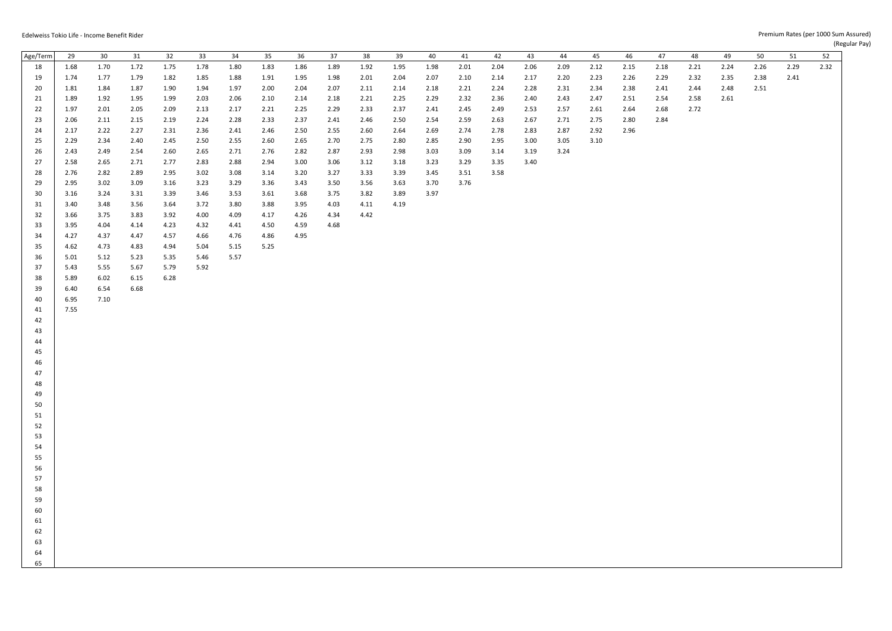Edelweiss Tokio Life - Income Benefit Rider

Premium Rates (per 1000 Sum Assured)
(Regular Pay)

| Age/Term | 29 | 30 | 31 | 32 | 33 | 34 | 35 | 36 | 37 | 38 | 39 | 40 | 41 | 42 | 43 | 44 | 45 | 46 | 47 | 48 | 49 | 50 | 51 | 52 |
|---|---|---|---|---|---|---|---|---|---|---|---|---|---|---|---|---|---|---|---|---|---|---|---|---|
| 18 | 1.68 | 1.70 | 1.72 | 1.75 | 1.78 | 1.80 | 1.83 | 1.86 | 1.89 | 1.92 | 1.95 | 1.98 | 2.01 | 2.04 | 2.06 | 2.09 | 2.12 | 2.15 | 2.18 | 2.21 | 2.24 | 2.26 | 2.29 | 2.32 |
| 19 | 1.74 | 1.77 | 1.79 | 1.82 | 1.85 | 1.88 | 1.91 | 1.95 | 1.98 | 2.01 | 2.04 | 2.07 | 2.10 | 2.14 | 2.17 | 2.20 | 2.23 | 2.26 | 2.29 | 2.32 | 2.35 | 2.38 | 2.41 | |
| 20 | 1.81 | 1.84 | 1.87 | 1.90 | 1.94 | 1.97 | 2.00 | 2.04 | 2.07 | 2.11 | 2.14 | 2.18 | 2.21 | 2.24 | 2.28 | 2.31 | 2.34 | 2.38 | 2.41 | 2.44 | 2.48 | 2.51 | | |
| 21 | 1.89 | 1.92 | 1.95 | 1.99 | 2.03 | 2.06 | 2.10 | 2.14 | 2.18 | 2.21 | 2.25 | 2.29 | 2.32 | 2.36 | 2.40 | 2.43 | 2.47 | 2.51 | 2.54 | 2.58 | 2.61 | | | |
| 22 | 1.97 | 2.01 | 2.05 | 2.09 | 2.13 | 2.17 | 2.21 | 2.25 | 2.29 | 2.33 | 2.37 | 2.41 | 2.45 | 2.49 | 2.53 | 2.57 | 2.61 | 2.64 | 2.68 | 2.72 | | | | |
| 23 | 2.06 | 2.11 | 2.15 | 2.19 | 2.24 | 2.28 | 2.33 | 2.37 | 2.41 | 2.46 | 2.50 | 2.54 | 2.59 | 2.63 | 2.67 | 2.71 | 2.75 | 2.80 | 2.84 | | | | | |
| 24 | 2.17 | 2.22 | 2.27 | 2.31 | 2.36 | 2.41 | 2.46 | 2.50 | 2.55 | 2.60 | 2.64 | 2.69 | 2.74 | 2.78 | 2.83 | 2.87 | 2.92 | 2.96 | | | | | | |
| 25 | 2.29 | 2.34 | 2.40 | 2.45 | 2.50 | 2.55 | 2.60 | 2.65 | 2.70 | 2.75 | 2.80 | 2.85 | 2.90 | 2.95 | 3.00 | 3.05 | 3.10 | | | | | | | |
| 26 | 2.43 | 2.49 | 2.54 | 2.60 | 2.65 | 2.71 | 2.76 | 2.82 | 2.87 | 2.93 | 2.98 | 3.03 | 3.09 | 3.14 | 3.19 | 3.24 | | | | | | | | |
| 27 | 2.58 | 2.65 | 2.71 | 2.77 | 2.83 | 2.88 | 2.94 | 3.00 | 3.06 | 3.12 | 3.18 | 3.23 | 3.29 | 3.35 | 3.40 | | | | | | | | | |
| 28 | 2.76 | 2.82 | 2.89 | 2.95 | 3.02 | 3.08 | 3.14 | 3.20 | 3.27 | 3.33 | 3.39 | 3.45 | 3.51 | 3.58 | | | | | | | | | | |
| 29 | 2.95 | 3.02 | 3.09 | 3.16 | 3.23 | 3.29 | 3.36 | 3.43 | 3.50 | 3.56 | 3.63 | 3.70 | 3.76 | | | | | | | | | | | |
| 30 | 3.16 | 3.24 | 3.31 | 3.39 | 3.46 | 3.53 | 3.61 | 3.68 | 3.75 | 3.82 | 3.89 | 3.97 | | | | | | | | | | | | |
| 31 | 3.40 | 3.48 | 3.56 | 3.64 | 3.72 | 3.80 | 3.88 | 3.95 | 4.03 | 4.11 | 4.19 | | | | | | | | | | | | | |
| 32 | 3.66 | 3.75 | 3.83 | 3.92 | 4.00 | 4.09 | 4.17 | 4.26 | 4.34 | 4.42 | | | | | | | | | | | | | | |
| 33 | 3.95 | 4.04 | 4.14 | 4.23 | 4.32 | 4.41 | 4.50 | 4.59 | 4.68 | | | | | | | | | | | | | | | |
| 34 | 4.27 | 4.37 | 4.47 | 4.57 | 4.66 | 4.76 | 4.86 | 4.95 | | | | | | | | | | | | | | | | |
| 35 | 4.62 | 4.73 | 4.83 | 4.94 | 5.04 | 5.15 | 5.25 | | | | | | | | | | | | | | | | | |
| 36 | 5.01 | 5.12 | 5.23 | 5.35 | 5.46 | 5.57 | | | | | | | | | | | | | | | | | | |
| 37 | 5.43 | 5.55 | 5.67 | 5.79 | 5.92 | | | | | | | | | | | | | | | | | | | |
| 38 | 5.89 | 6.02 | 6.15 | 6.28 | | | | | | | | | | | | | | | | | | | | |
| 39 | 6.40 | 6.54 | 6.68 | | | | | | | | | | | | | | | | | | | | | |
| 40 | 6.95 | 7.10 | | | | | | | | | | | | | | | | | | | | | | |
| 41 | 7.55 | | | | | | | | | | | | | | | | | | | | | | | |
| 42 | | | | | | | | | | | | | | | | | | | | | | | | |
| 43 | | | | | | | | | | | | | | | | | | | | | | | | |
| 44 | | | | | | | | | | | | | | | | | | | | | | | | |
| 45 | | | | | | | | | | | | | | | | | | | | | | | | |
| 46 | | | | | | | | | | | | | | | | | | | | | | | | |
| 47 | | | | | | | | | | | | | | | | | | | | | | | | |
| 48 | | | | | | | | | | | | | | | | | | | | | | | | |
| 49 | | | | | | | | | | | | | | | | | | | | | | | | |
| 50 | | | | | | | | | | | | | | | | | | | | | | | | |
| 51 | | | | | | | | | | | | | | | | | | | | | | | | |
| 52 | | | | | | | | | | | | | | | | | | | | | | | | |
| 53 | | | | | | | | | | | | | | | | | | | | | | | | |
| 54 | | | | | | | | | | | | | | | | | | | | | | | | |
| 55 | | | | | | | | | | | | | | | | | | | | | | | | |
| 56 | | | | | | | | | | | | | | | | | | | | | | | | |
| 57 | | | | | | | | | | | | | | | | | | | | | | | | |
| 58 | | | | | | | | | | | | | | | | | | | | | | | | |
| 59 | | | | | | | | | | | | | | | | | | | | | | | | |
| 60 | | | | | | | | | | | | | | | | | | | | | | | | |
| 61 | | | | | | | | | | | | | | | | | | | | | | | | |
| 62 | | | | | | | | | | | | | | | | | | | | | | | | |
| 63 | | | | | | | | | | | | | | | | | | | | | | | | |
| 64 | | | | | | | | | | | | | | | | | | | | | | | | |
| 65 | | | | | | | | | | | | | | | | | | | | | | | | |